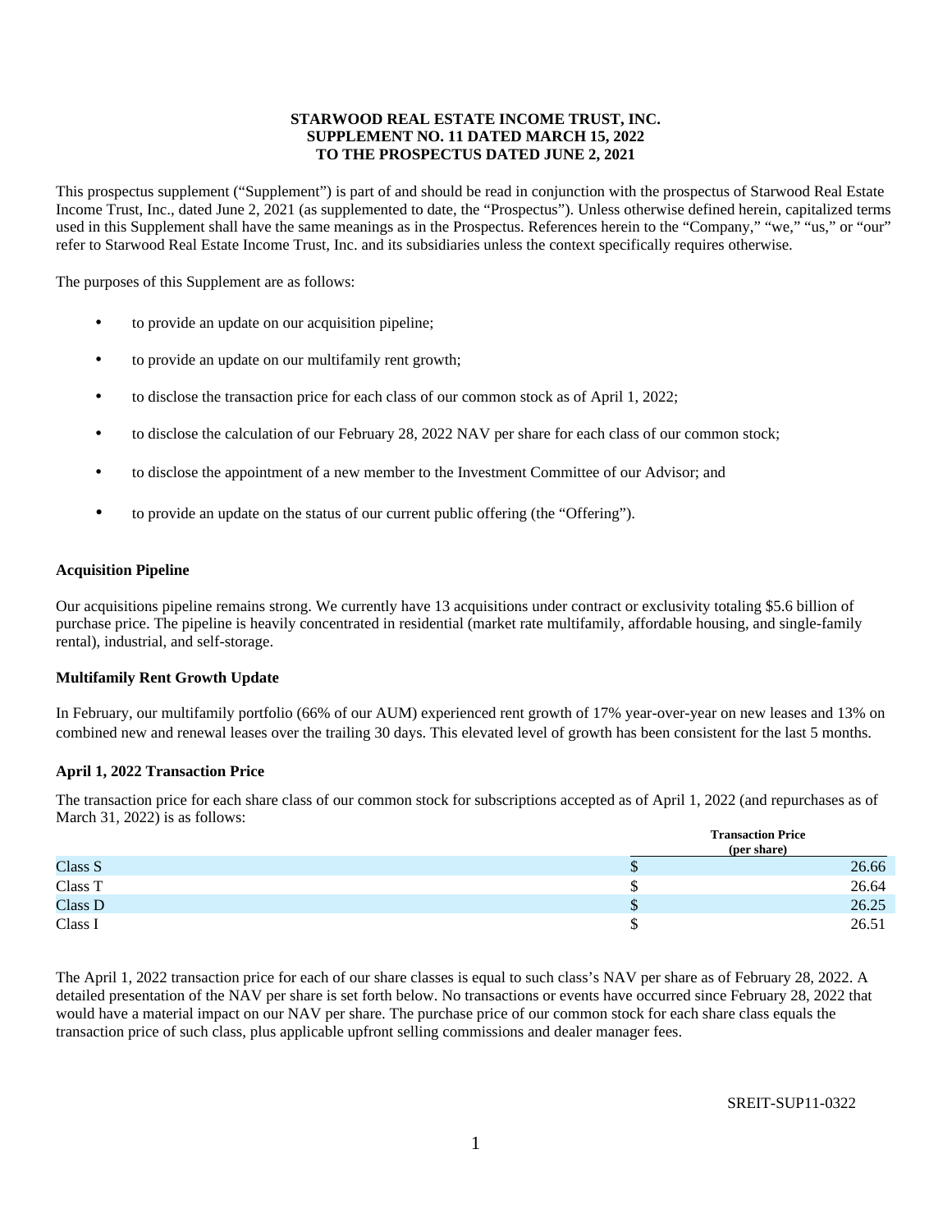**STARWOOD REAL ESTATE INCOME TRUST, INC.**
**SUPPLEMENT NO. 11 DATED MARCH 15, 2022**
**TO THE PROSPECTUS DATED JUNE 2, 2021**

This prospectus supplement ("Supplement") is part of and should be read in conjunction with the prospectus of Starwood Real Estate Income Trust, Inc., dated June 2, 2021 (as supplemented to date, the "Prospectus"). Unless otherwise defined herein, capitalized terms used in this Supplement shall have the same meanings as in the Prospectus. References herein to the "Company," "we," "us," or "our" refer to Starwood Real Estate Income Trust, Inc. and its subsidiaries unless the context specifically requires otherwise.

The purposes of this Supplement are as follows:

- to provide an update on our acquisition pipeline;
- to provide an update on our multifamily rent growth;
- to disclose the transaction price for each class of our common stock as of April 1, 2022;
- to disclose the calculation of our February 28, 2022 NAV per share for each class of our common stock;
- to disclose the appointment of a new member to the Investment Committee of our Advisor; and
- to provide an update on the status of our current public offering (the "Offering").

**Acquisition Pipeline**

Our acquisitions pipeline remains strong. We currently have 13 acquisitions under contract or exclusivity totaling $5.6 billion of purchase price. The pipeline is heavily concentrated in residential (market rate multifamily, affordable housing, and single-family rental), industrial, and self-storage.

**Multifamily Rent Growth Update**

In February, our multifamily portfolio (66% of our AUM) experienced rent growth of 17% year-over-year on new leases and 13% on combined new and renewal leases over the trailing 30 days. This elevated level of growth has been consistent for the last 5 months.

**April 1, 2022 Transaction Price**

The transaction price for each share class of our common stock for subscriptions accepted as of April 1, 2022 (and repurchases as of March 31, 2022) is as follows:

| | Transaction Price (per share) |
|---|---|
| Class S | $ 26.66 |
| Class T | $ 26.64 |
| Class D | $ 26.25 |
| Class I | $ 26.51 |

The April 1, 2022 transaction price for each of our share classes is equal to such class's NAV per share as of February 28, 2022. A detailed presentation of the NAV per share is set forth below. No transactions or events have occurred since February 28, 2022 that would have a material impact on our NAV per share. The purchase price of our common stock for each share class equals the transaction price of such class, plus applicable upfront selling commissions and dealer manager fees.

SREIT-SUP11-0322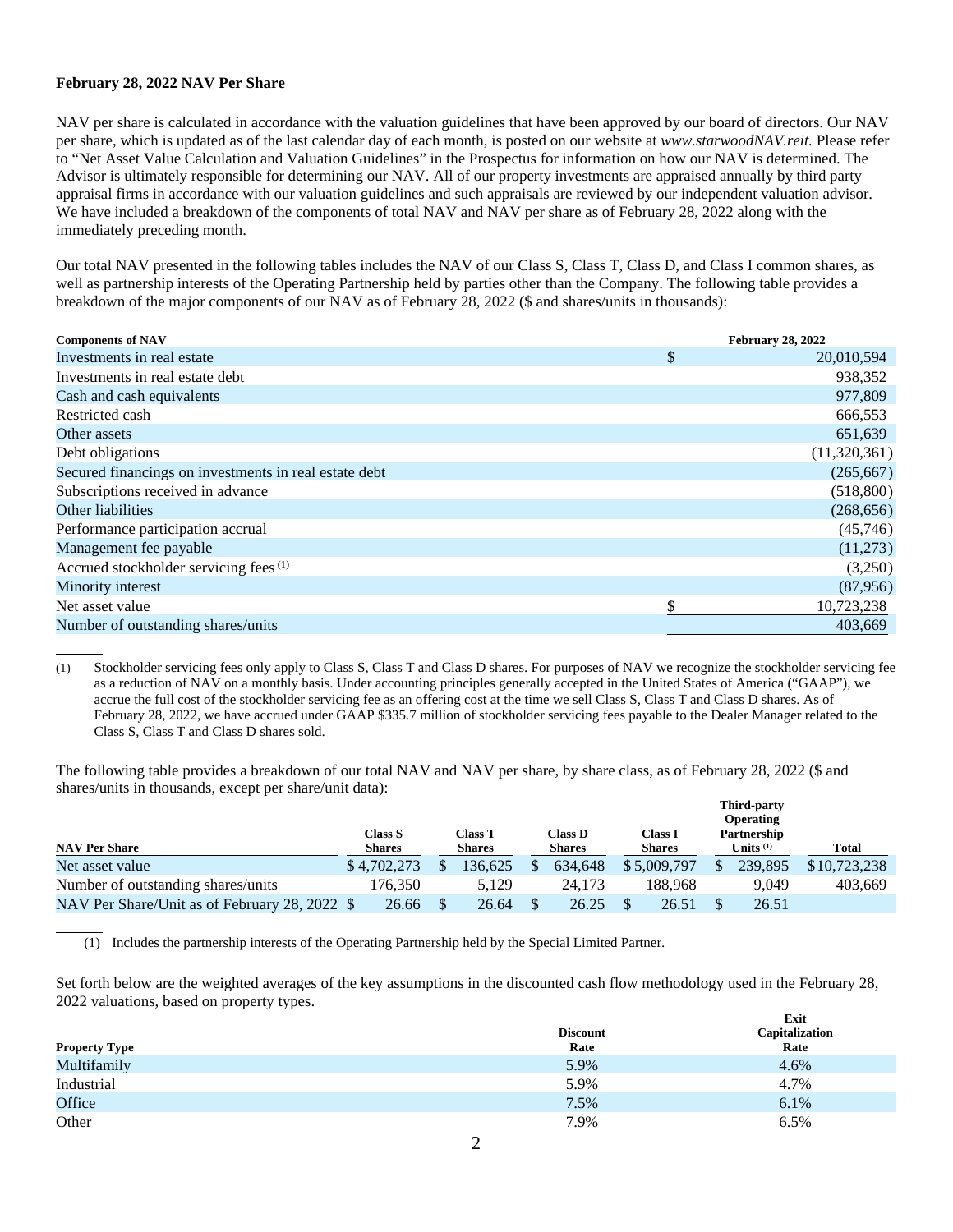**February 28, 2022 NAV Per Share**

NAV per share is calculated in accordance with the valuation guidelines that have been approved by our board of directors. Our NAV per share, which is updated as of the last calendar day of each month, is posted on our website at *www.starwoodNAV.reit.* Please refer to "Net Asset Value Calculation and Valuation Guidelines" in the Prospectus for information on how our NAV is determined. The Advisor is ultimately responsible for determining our NAV. All of our property investments are appraised annually by third party appraisal firms in accordance with our valuation guidelines and such appraisals are reviewed by our independent valuation advisor. We have included a breakdown of the components of total NAV and NAV per share as of February 28, 2022 along with the immediately preceding month.

Our total NAV presented in the following tables includes the NAV of our Class S, Class T, Class D, and Class I common shares, as well as partnership interests of the Operating Partnership held by parties other than the Company. The following table provides a breakdown of the major components of our NAV as of February 28, 2022 ($ and shares/units in thousands):

| Components of NAV | February 28, 2022 |
|---|---|
| Investments in real estate | $ 20,010,594 |
| Investments in real estate debt | 938,352 |
| Cash and cash equivalents | 977,809 |
| Restricted cash | 666,553 |
| Other assets | 651,639 |
| Debt obligations | (11,320,361) |
| Secured financings on investments in real estate debt | (265,667) |
| Subscriptions received in advance | (518,800) |
| Other liabilities | (268,656) |
| Performance participation accrual | (45,746) |
| Management fee payable | (11,273) |
| Accrued stockholder servicing fees [1] | (3,250) |
| Minority interest | (87,956) |
| Net asset value | $ 10,723,238 |
| Number of outstanding shares/units | 403,669 |

(1) Stockholder servicing fees only apply to Class S, Class T and Class D shares. For purposes of NAV we recognize the stockholder servicing fee as a reduction of NAV on a monthly basis. Under accounting principles generally accepted in the United States of America ("GAAP"), we accrue the full cost of the stockholder servicing fee as an offering cost at the time we sell Class S, Class T and Class D shares. As of February 28, 2022, we have accrued under GAAP $335.7 million of stockholder servicing fees payable to the Dealer Manager related to the Class S, Class T and Class D shares sold.

The following table provides a breakdown of our total NAV and NAV per share, by share class, as of February 28, 2022 ($ and shares/units in thousands, except per share/unit data):

| NAV Per Share | Class S Shares | Class T Shares | Class D Shares | Class I Shares | Third-party Operating Partnership Units [1] | Total |
|---|---|---|---|---|---|---|
| Net asset value | $ 4,702,273 | $ 136,625 | $ 634,648 | $ 5,009,797 | $ 239,895 | $ 10,723,238 |
| Number of outstanding shares/units | 176,350 | 5,129 | 24,173 | 188,968 | 9,049 | 403,669 |
| NAV Per Share/Unit as of February 28, 2022 | $ 26.66 | $ 26.64 | $ 26.25 | $ 26.51 | $ 26.51 | |

(1) Includes the partnership interests of the Operating Partnership held by the Special Limited Partner.

Set forth below are the weighted averages of the key assumptions in the discounted cash flow methodology used in the February 28, 2022 valuations, based on property types.

| Property Type | Discount Rate | Exit Capitalization Rate |
|---|---|---|
| Multifamily | 5.9% | 4.6% |
| Industrial | 5.9% | 4.7% |
| Office | 7.5% | 6.1% |
| Other | 7.9% | 6.5% |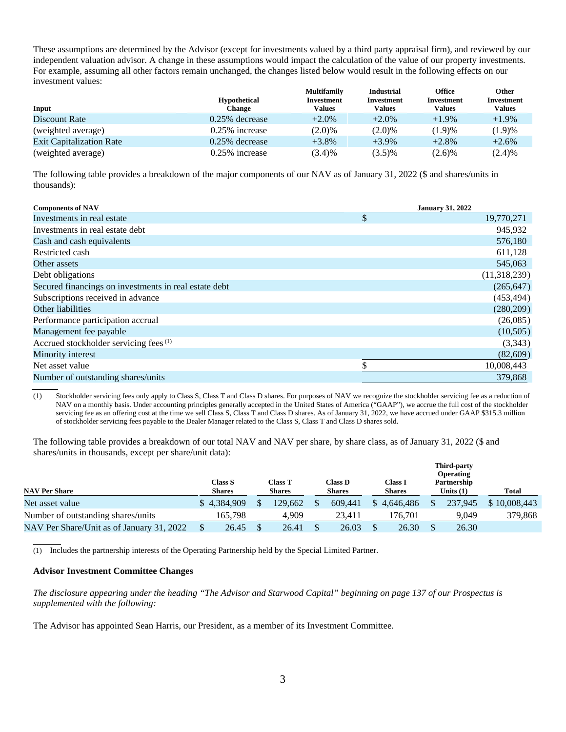These assumptions are determined by the Advisor (except for investments valued by a third party appraisal firm), and reviewed by our independent valuation advisor. A change in these assumptions would impact the calculation of the value of our property investments. For example, assuming all other factors remain unchanged, the changes listed below would result in the following effects on our investment values:

| Input | Hypothetical Change | Multifamily Investment Values | Industrial Investment Values | Office Investment Values | Other Investment Values |
|---|---|---|---|---|---|
| Discount Rate | 0.25% decrease | +2.0% | +2.0% | +1.9% | +1.9% |
| (weighted average) | 0.25% increase | (2.0)% | (2.0)% | (1.9)% | (1.9)% |
| Exit Capitalization Rate | 0.25% decrease | +3.8% | +3.9% | +2.8% | +2.6% |
| (weighted average) | 0.25% increase | (3.4)% | (3.5)% | (2.6)% | (2.4)% |

The following table provides a breakdown of the major components of our NAV as of January 31, 2022 ($ and shares/units in thousands):

| Components of NAV | January 31, 2022 |
|---|---|
| Investments in real estate | $ 19,770,271 |
| Investments in real estate debt | 945,932 |
| Cash and cash equivalents | 576,180 |
| Restricted cash | 611,128 |
| Other assets | 545,063 |
| Debt obligations | (11,318,239) |
| Secured financings on investments in real estate debt | (265,647) |
| Subscriptions received in advance | (453,494) |
| Other liabilities | (280,209) |
| Performance participation accrual | (26,085) |
| Management fee payable | (10,505) |
| Accrued stockholder servicing fees [(1)] | (3,343) |
| Minority interest | (82,609) |
| Net asset value | $ 10,008,443 |
| Number of outstanding shares/units | 379,868 |

(1) Stockholder servicing fees only apply to Class S, Class T and Class D shares. For purposes of NAV we recognize the stockholder servicing fee as a reduction of NAV on a monthly basis. Under accounting principles generally accepted in the United States of America ("GAAP"), we accrue the full cost of the stockholder servicing fee as an offering cost at the time we sell Class S, Class T and Class D shares. As of January 31, 2022, we have accrued under GAAP $315.3 million of stockholder servicing fees payable to the Dealer Manager related to the Class S, Class T and Class D shares sold.

The following table provides a breakdown of our total NAV and NAV per share, by share class, as of January 31, 2022 ($ and shares/units in thousands, except per share/unit data):

| NAV Per Share | Class S Shares | Class T Shares | Class D Shares | Class I Shares | Third-party Operating Partnership Units (1) | Total |
|---|---|---|---|---|---|---|
| Net asset value | $ 4,384,909 | $ 129,662 | $ 609,441 | $ 4,646,486 | $ 237,945 | $ 10,008,443 |
| Number of outstanding shares/units | 165,798 | 4,909 | 23,411 | 176,701 | 9,049 | 379,868 |
| NAV Per Share/Unit as of January 31, 2022 | $ 26.45 | $ 26.41 | $ 26.03 | $ 26.30 | $ 26.30 | |

(1) Includes the partnership interests of the Operating Partnership held by the Special Limited Partner.

**Advisor Investment Committee Changes**

*The disclosure appearing under the heading "The Advisor and Starwood Capital" beginning on page 137 of our Prospectus is supplemented with the following:*

The Advisor has appointed Sean Harris, our President, as a member of its Investment Committee.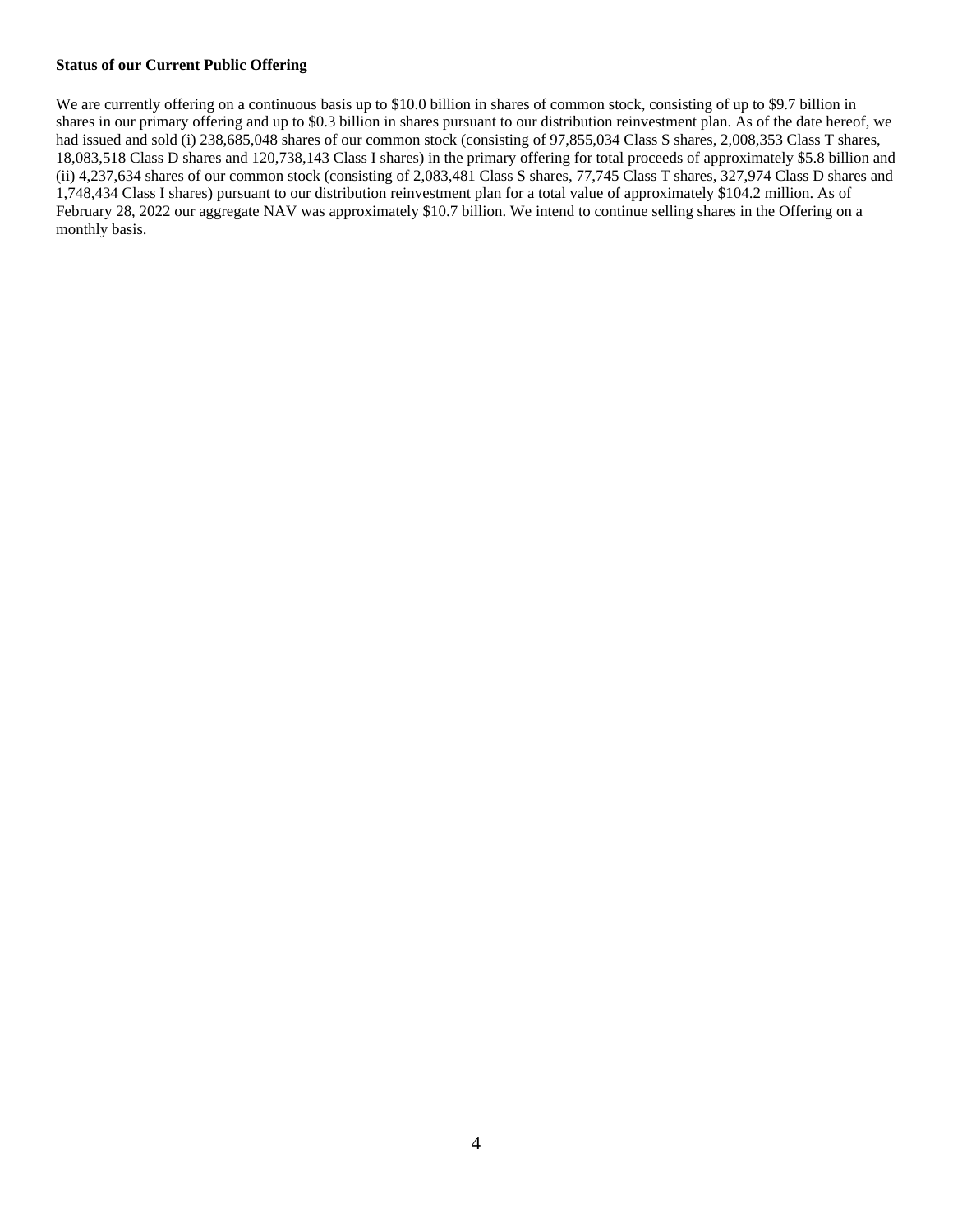**Status of our Current Public Offering**

We are currently offering on a continuous basis up to $10.0 billion in shares of common stock, consisting of up to $9.7 billion in shares in our primary offering and up to $0.3 billion in shares pursuant to our distribution reinvestment plan. As of the date hereof, we had issued and sold (i) 238,685,048 shares of our common stock (consisting of 97,855,034 Class S shares, 2,008,353 Class T shares, 18,083,518 Class D shares and 120,738,143 Class I shares) in the primary offering for total proceeds of approximately $5.8 billion and (ii) 4,237,634 shares of our common stock (consisting of 2,083,481 Class S shares, 77,745 Class T shares, 327,974 Class D shares and 1,748,434 Class I shares) pursuant to our distribution reinvestment plan for a total value of approximately $104.2 million. As of February 28, 2022 our aggregate NAV was approximately $10.7 billion. We intend to continue selling shares in the Offering on a monthly basis.